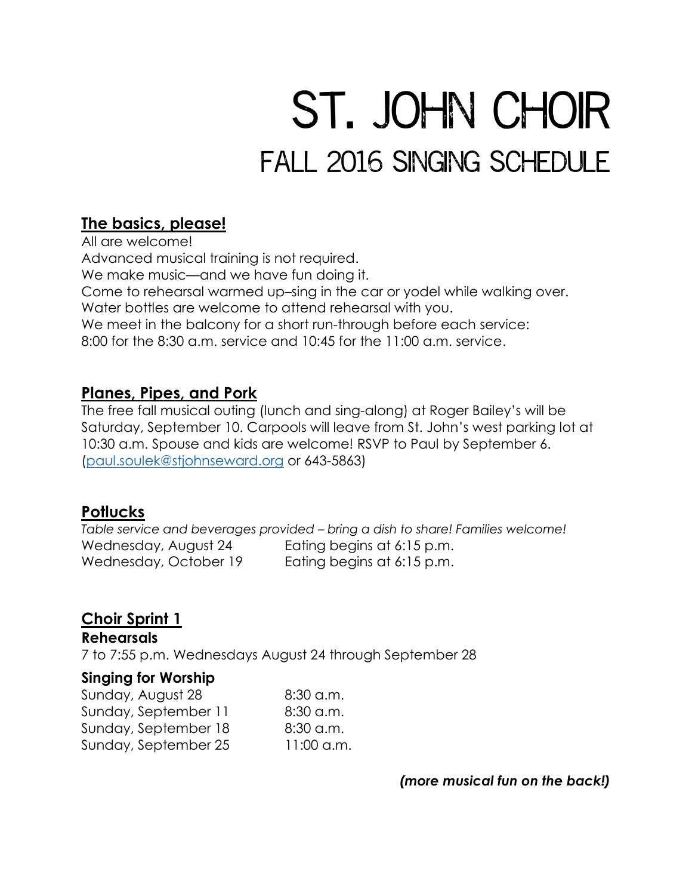# St. John Choir

## Fall 2016 Singing Schedule

### **The basics, please!**

All are welcome!
Advanced musical training is not required.
We make music—and we have fun doing it.
Come to rehearsal warmed up–sing in the car or yodel while walking over.
Water bottles are welcome to attend rehearsal with you.
We meet in the balcony for a short run-through before each service:
8:00 for the 8:30 a.m. service and 10:45 for the 11:00 a.m. service.

### **Planes, Pipes, and Pork**

The free fall musical outing (lunch and sing-along) at Roger Bailey's will be Saturday, September 10. Carpools will leave from St. John's west parking lot at 10:30 a.m. Spouse and kids are welcome! RSVP to Paul by September 6. (paul.soulek@stjohnseward.org or 643-5863)

### **Potlucks**

*Table service and beverages provided – bring a dish to share! Families welcome!*

| | |
|---|---|
| Wednesday, August 24 | Eating begins at 6:15 p.m. |
| Wednesday, October 19 | Eating begins at 6:15 p.m. |

### **Choir Sprint 1**

#### **Rehearsals**

7 to 7:55 p.m. Wednesdays August 24 through September 28

#### **Singing for Worship**

| | |
|---|---|
| Sunday, August 28 | 8:30 a.m. |
| Sunday, September 11 | 8:30 a.m. |
| Sunday, September 18 | 8:30 a.m. |
| Sunday, September 25 | 11:00 a.m. |

***(more musical fun on the back!)***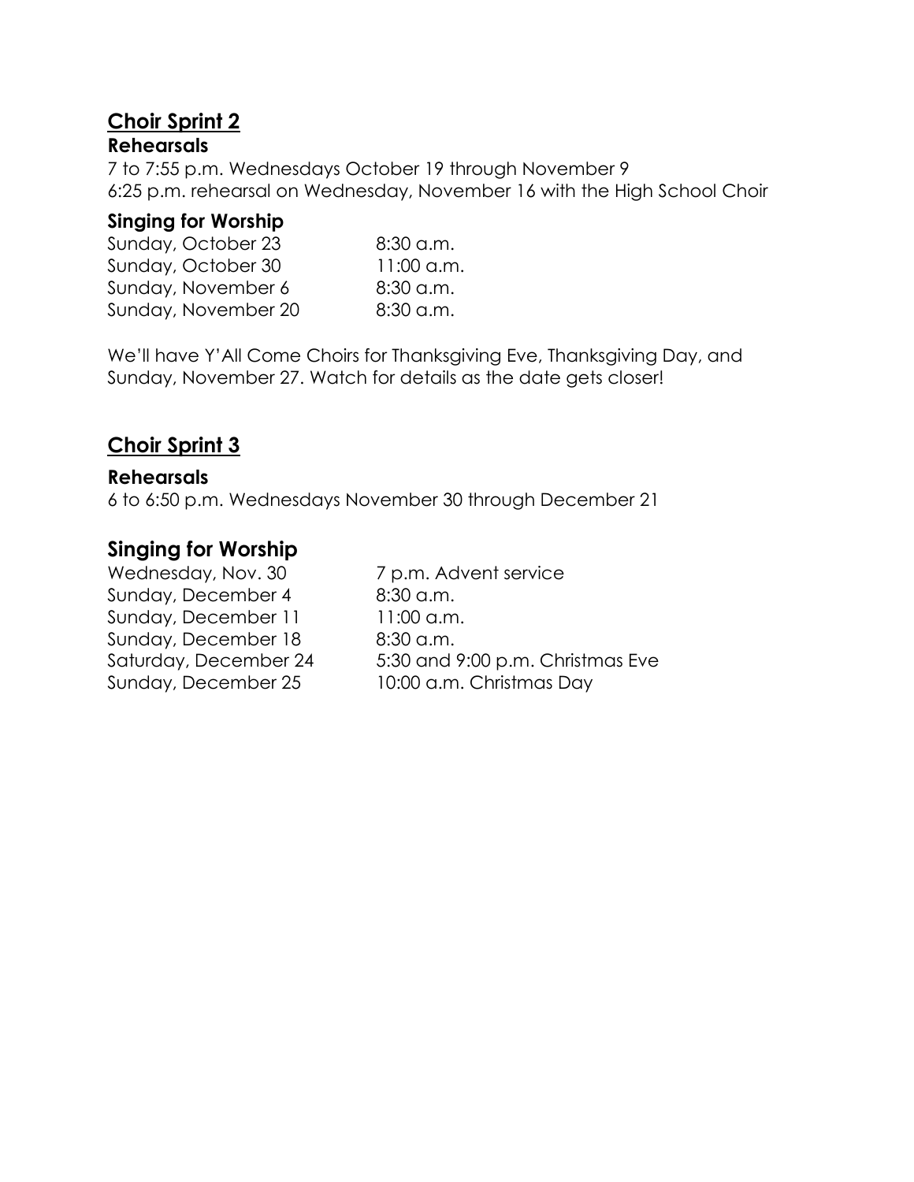## Choir Sprint 2

### Rehearsals

7 to 7:55 p.m. Wednesdays October 19 through November 9
6:25 p.m. rehearsal on Wednesday, November 16 with the High School Choir

### Singing for Worship

| | |
|---|---|
| Sunday, October 23 | 8:30 a.m. |
| Sunday, October 30 | 11:00 a.m. |
| Sunday, November 6 | 8:30 a.m. |
| Sunday, November 20 | 8:30 a.m. |

We'll have Y'All Come Choirs for Thanksgiving Eve, Thanksgiving Day, and Sunday, November 27. Watch for details as the date gets closer!

## Choir Sprint 3

### Rehearsals

6 to 6:50 p.m. Wednesdays November 30 through December 21

### Singing for Worship

| | |
|---|---|
| Wednesday, Nov. 30 | 7 p.m. Advent service |
| Sunday, December 4 | 8:30 a.m. |
| Sunday, December 11 | 11:00 a.m. |
| Sunday, December 18 | 8:30 a.m. |
| Saturday, December 24 | 5:30 and 9:00 p.m. Christmas Eve |
| Sunday, December 25 | 10:00 a.m. Christmas Day |